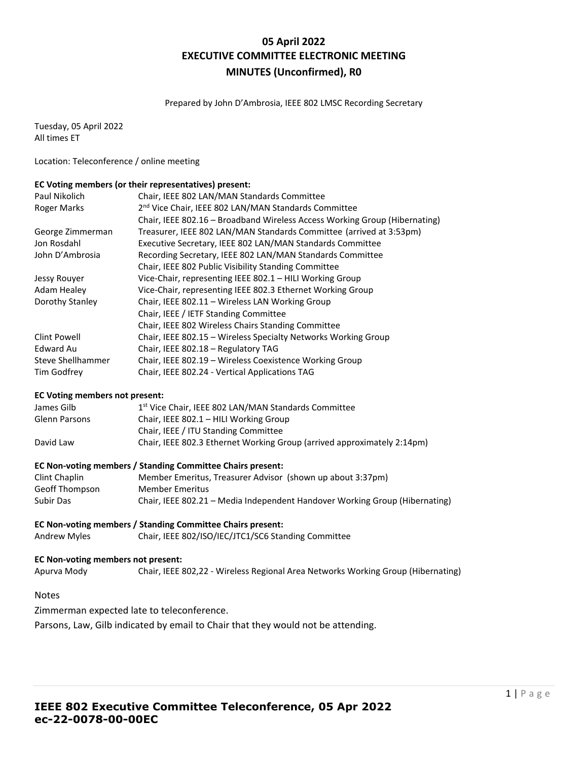# 05 April 2022
## EXECUTIVE COMMITTEE ELECTRONIC MEETING
## MINUTES (Unconfirmed), R0

Prepared by John D'Ambrosia, IEEE 802 LMSC Recording Secretary

Tuesday, 05 April 2022
All times ET

Location: Teleconference / online meeting

**EC Voting members (or their representatives) present:**

| | |
|---|---|
| Paul Nikolich | Chair, IEEE 802 LAN/MAN Standards Committee |
| Roger Marks | 2nd Vice Chair, IEEE 802 LAN/MAN Standards Committee |
| | Chair, IEEE 802.16 – Broadband Wireless Access Working Group (Hibernating) |
| George Zimmerman | Treasurer, IEEE 802 LAN/MAN Standards Committee (arrived at 3:53pm) |
| Jon Rosdahl | Executive Secretary, IEEE 802 LAN/MAN Standards Committee |
| John D'Ambrosia | Recording Secretary, IEEE 802 LAN/MAN Standards Committee |
| | Chair, IEEE 802 Public Visibility Standing Committee |
| Jessy Rouyer | Vice-Chair, representing IEEE 802.1 – HILI Working Group |
| Adam Healey | Vice-Chair, representing IEEE 802.3 Ethernet Working Group |
| Dorothy Stanley | Chair, IEEE 802.11 – Wireless LAN Working Group |
| | Chair, IEEE / IETF Standing Committee |
| | Chair, IEEE 802 Wireless Chairs Standing Committee |
| Clint Powell | Chair, IEEE 802.15 – Wireless Specialty Networks Working Group |
| Edward Au | Chair, IEEE 802.18 – Regulatory TAG |
| Steve Shellhammer | Chair, IEEE 802.19 – Wireless Coexistence Working Group |
| Tim Godfrey | Chair, IEEE 802.24 - Vertical Applications TAG |

**EC Voting members not present:**

| | |
|---|---|
| James Gilb | 1st Vice Chair, IEEE 802 LAN/MAN Standards Committee |
| Glenn Parsons | Chair, IEEE 802.1 – HILI Working Group |
| | Chair, IEEE / ITU Standing Committee |
| David Law | Chair, IEEE 802.3 Ethernet Working Group (arrived approximately 2:14pm) |

**EC Non-voting members / Standing Committee Chairs present:**

| | |
|---|---|
| Clint Chaplin | Member Emeritus, Treasurer Advisor (shown up about 3:37pm) |
| Geoff Thompson | Member Emeritus |
| Subir Das | Chair, IEEE 802.21 – Media Independent Handover Working Group (Hibernating) |

**EC Non-voting members / Standing Committee Chairs present:**

| | |
|---|---|
| Andrew Myles | Chair, IEEE 802/ISO/IEC/JTC1/SC6 Standing Committee |

**EC Non-voting members not present:**

| | |
|---|---|
| Apurva Mody | Chair, IEEE 802,22 - Wireless Regional Area Networks Working Group (Hibernating) |

Notes

Zimmerman expected late to teleconference.

Parsons, Law, Gilb indicated by email to Chair that they would not be attending.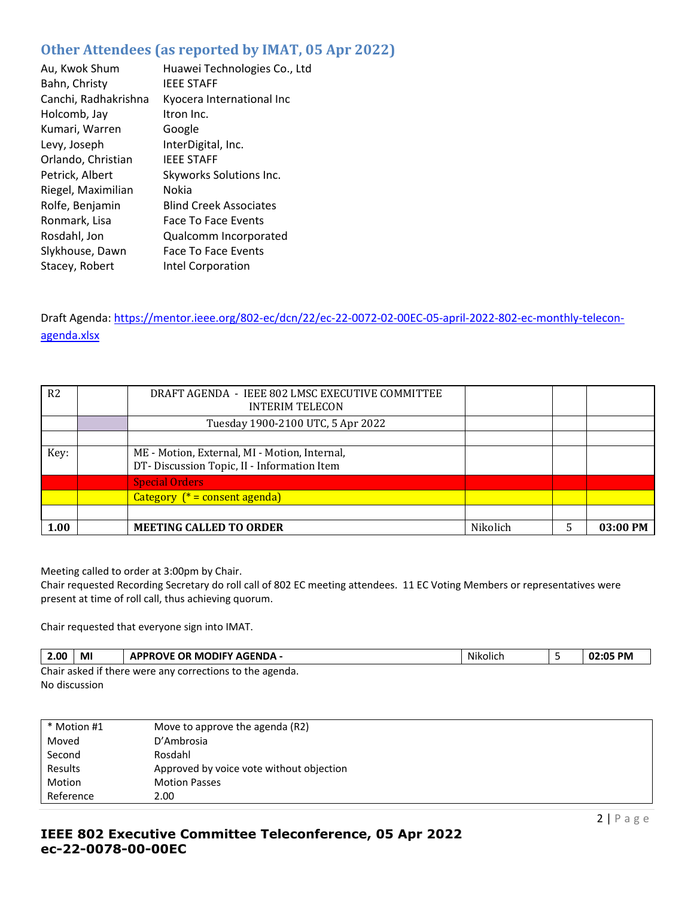## Other Attendees (as reported by IMAT, 05 Apr 2022)

| | |
|---|---|
| Au, Kwok Shum | Huawei Technologies Co., Ltd |
| Bahn, Christy | IEEE STAFF |
| Canchi, Radhakrishna | Kyocera International Inc |
| Holcomb, Jay | Itron Inc. |
| Kumari, Warren | Google |
| Levy, Joseph | InterDigital, Inc. |
| Orlando, Christian | IEEE STAFF |
| Petrick, Albert | Skyworks Solutions Inc. |
| Riegel, Maximilian | Nokia |
| Rolfe, Benjamin | Blind Creek Associates |
| Ronmark, Lisa | Face To Face Events |
| Rosdahl, Jon | Qualcomm Incorporated |
| Slykhouse, Dawn | Face To Face Events |
| Stacey, Robert | Intel Corporation |

Draft Agenda: https://mentor.ieee.org/802-ec/dcn/22/ec-22-0072-02-00EC-05-april-2022-802-ec-monthly-telecon-agenda.xlsx

| R2 | | DRAFT AGENDA - IEEE 802 LMSC EXECUTIVE COMMITTEE INTERIM TELECON | | | |
|---|---|---|---|---|---|
| | | Tuesday 1900-2100 UTC, 5 Apr 2022 | | | |
| | | | | | |
| Key: | | ME - Motion, External, MI - Motion, Internal, DT- Discussion Topic, II - Information Item | | | |
| | | Special Orders | | | |
| | | Category (* = consent agenda) | | | |
| | | | | | |
| **1.00** | | **MEETING CALLED TO ORDER** | Nikolich | 5 | **03:00 PM** |

Meeting called to order at 3:00pm by Chair.
Chair requested Recording Secretary do roll call of 802 EC meeting attendees. 11 EC Voting Members or representatives were present at time of roll call, thus achieving quorum.

Chair requested that everyone sign into IMAT.

| **2.00** | **MI** | **APPROVE OR MODIFY AGENDA -** | Nikolich | 5 | **02:05 PM** |
|---|---|---|---|---|---|

Chair asked if there were any corrections to the agenda.
No discussion

| * Motion #1 | Move to approve the agenda (R2) |
|---|---|
| Moved | D'Ambrosia |
| Second | Rosdahl |
| Results | Approved by voice vote without objection |
| Motion | Motion Passes |
| Reference | 2.00 |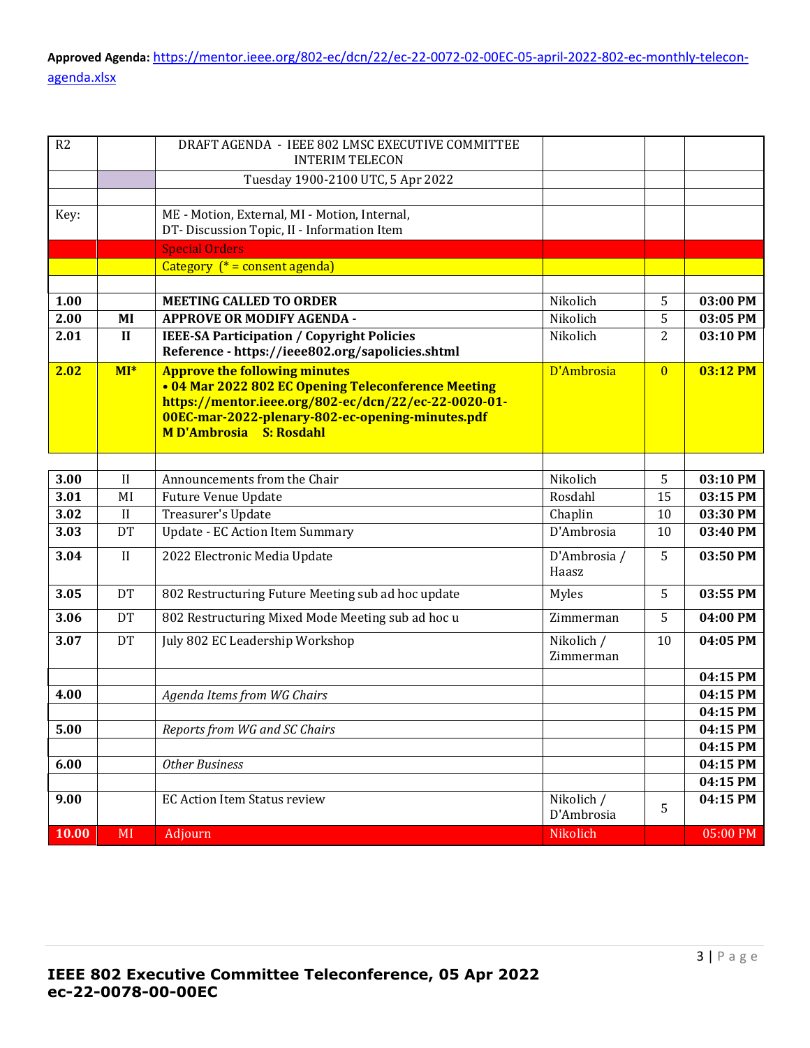**Approved Agenda:** https://mentor.ieee.org/802-ec/dcn/22/ec-22-0072-02-00EC-05-april-2022-802-ec-monthly-telecon-agenda.xlsx

| R2 | | DRAFT AGENDA - IEEE 802 LMSC EXECUTIVE COMMITTEE INTERIM TELECON | | | |
|---|---|---|---|---|---|
| | | Tuesday 1900-2100 UTC, 5 Apr 2022 | | | |
| | | | | | |
| Key: | | ME - Motion, External, MI - Motion, Internal, DT- Discussion Topic, II - Information Item | | | |
| | | Special Orders | | | |
| | | Category (* = consent agenda) | | | |
| | | | | | |
| **1.00** | | **MEETING CALLED TO ORDER** | Nikolich | 5 | **03:00 PM** |
| **2.00** | **MI** | **APPROVE OR MODIFY AGENDA -** | Nikolich | 5 | **03:05 PM** |
| **2.01** | **II** | **IEEE-SA Participation / Copyright Policies Reference - https://ieee802.org/sapolicies.shtml** | Nikolich | 2 | **03:10 PM** |
| **2.02** | **MI*** | **Approve the following minutes • 04 Mar 2022 802 EC Opening Teleconference Meeting https://mentor.ieee.org/802-ec/dcn/22/ec-22-0020-01-00EC-mar-2022-plenary-802-ec-opening-minutes.pdf M D'Ambrosia S: Rosdahl** | D'Ambrosia | 0 | **03:12 PM** |
| | | | | | |
| **3.00** | II | Announcements from the Chair | Nikolich | 5 | **03:10 PM** |
| **3.01** | MI | Future Venue Update | Rosdahl | 15 | **03:15 PM** |
| **3.02** | II | Treasurer's Update | Chaplin | 10 | **03:30 PM** |
| **3.03** | DT | Update - EC Action Item Summary | D'Ambrosia | 10 | **03:40 PM** |
| **3.04** | II | 2022 Electronic Media Update | D'Ambrosia / Haasz | 5 | **03:50 PM** |
| **3.05** | DT | 802 Restructuring Future Meeting sub ad hoc update | Myles | 5 | **03:55 PM** |
| **3.06** | DT | 802 Restructuring Mixed Mode Meeting sub ad hoc u | Zimmerman | 5 | **04:00 PM** |
| **3.07** | DT | July 802 EC Leadership Workshop | Nikolich / Zimmerman | 10 | **04:05 PM** |
| | | | | | **04:15 PM** |
| **4.00** | | *Agenda Items from WG Chairs* | | | **04:15 PM** |
| | | | | | **04:15 PM** |
| **5.00** | | *Reports from WG and SC Chairs* | | | **04:15 PM** |
| | | | | | **04:15 PM** |
| **6.00** | | *Other Business* | | | **04:15 PM** |
| | | | | | **04:15 PM** |
| **9.00** | | EC Action Item Status review | Nikolich / D'Ambrosia | 5 | **04:15 PM** |
| **10.00** | MI | Adjourn | Nikolich | | 05:00 PM |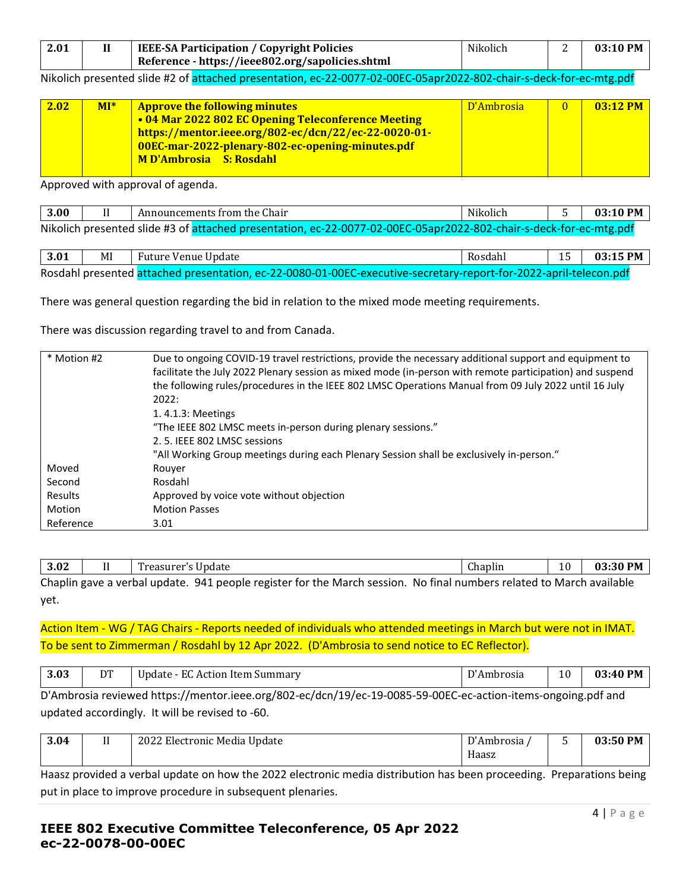| 2.01 | II | **IEEE-SA Participation / Copyright Policies** **Reference - https://ieee802.org/sapolicies.shtml** | Nikolich | 2 | **03:10 PM** |
|---|---|---|---|---|---|

Nikolich presented slide #2 of attached presentation, ec-22-0077-02-00EC-05apr2022-802-chair-s-deck-for-ec-mtg.pdf

| **2.02** | **MI*** | **Approve the following minutes** **• 04 Mar 2022 802 EC Opening Teleconference Meeting** **https://mentor.ieee.org/802-ec/dcn/22/ec-22-0020-01-00EC-mar-2022-plenary-802-ec-opening-minutes.pdf** **M D'Ambrosia S: Rosdahl** | D'Ambrosia | 0 | **03:12 PM** |
|---|---|---|---|---|---|

Approved with approval of agenda.

| 3.00 | II | Announcements from the Chair | Nikolich | 5 | **03:10 PM** |
|---|---|---|---|---|---|

Nikolich presented slide #3 of attached presentation, ec-22-0077-02-00EC-05apr2022-802-chair-s-deck-for-ec-mtg.pdf

| 3.01 | MI | Future Venue Update | Rosdahl | 15 | **03:15 PM** |
|---|---|---|---|---|---|

Rosdahl presented attached presentation, ec-22-0080-01-00EC-executive-secretary-report-for-2022-april-telecon.pdf

There was general question regarding the bid in relation to the mixed mode meeting requirements.

There was discussion regarding travel to and from Canada.

| * Motion #2 | Due to ongoing COVID-19 travel restrictions, provide the necessary additional support and equipment to facilitate the July 2022 Plenary session as mixed mode (in-person with remote participation) and suspend the following rules/procedures in the IEEE 802 LMSC Operations Manual from 09 July 2022 until 16 July 2022:<br>1. 4.1.3: Meetings<br>"The IEEE 802 LMSC meets in-person during plenary sessions."<br>2. 5. IEEE 802 LMSC sessions<br>"All Working Group meetings during each Plenary Session shall be exclusively in-person." |
|---|---|
| Moved | Rouyer |
| Second | Rosdahl |
| Results | Approved by voice vote without objection |
| Motion | Motion Passes |
| Reference | 3.01 |

| 3.02 | II | Treasurer's Update | Chaplin | 10 | **03:30 PM** |
|---|---|---|---|---|---|

Chaplin gave a verbal update. 941 people register for the March session. No final numbers related to March available yet.

Action Item - WG / TAG Chairs - Reports needed of individuals who attended meetings in March but were not in IMAT. To be sent to Zimmerman / Rosdahl by 12 Apr 2022. (D'Ambrosia to send notice to EC Reflector).

| 3.03 | DT | Update - EC Action Item Summary | D'Ambrosia | 10 | **03:40 PM** |
|---|---|---|---|---|---|

D'Ambrosia reviewed https://mentor.ieee.org/802-ec/dcn/19/ec-19-0085-59-00EC-ec-action-items-ongoing.pdf and updated accordingly. It will be revised to -60.

| 3.04 | II | 2022 Electronic Media Update | D'Ambrosia / Haasz | 5 | **03:50 PM** |
|---|---|---|---|---|---|

Haasz provided a verbal update on how the 2022 electronic media distribution has been proceeding. Preparations being put in place to improve procedure in subsequent plenaries.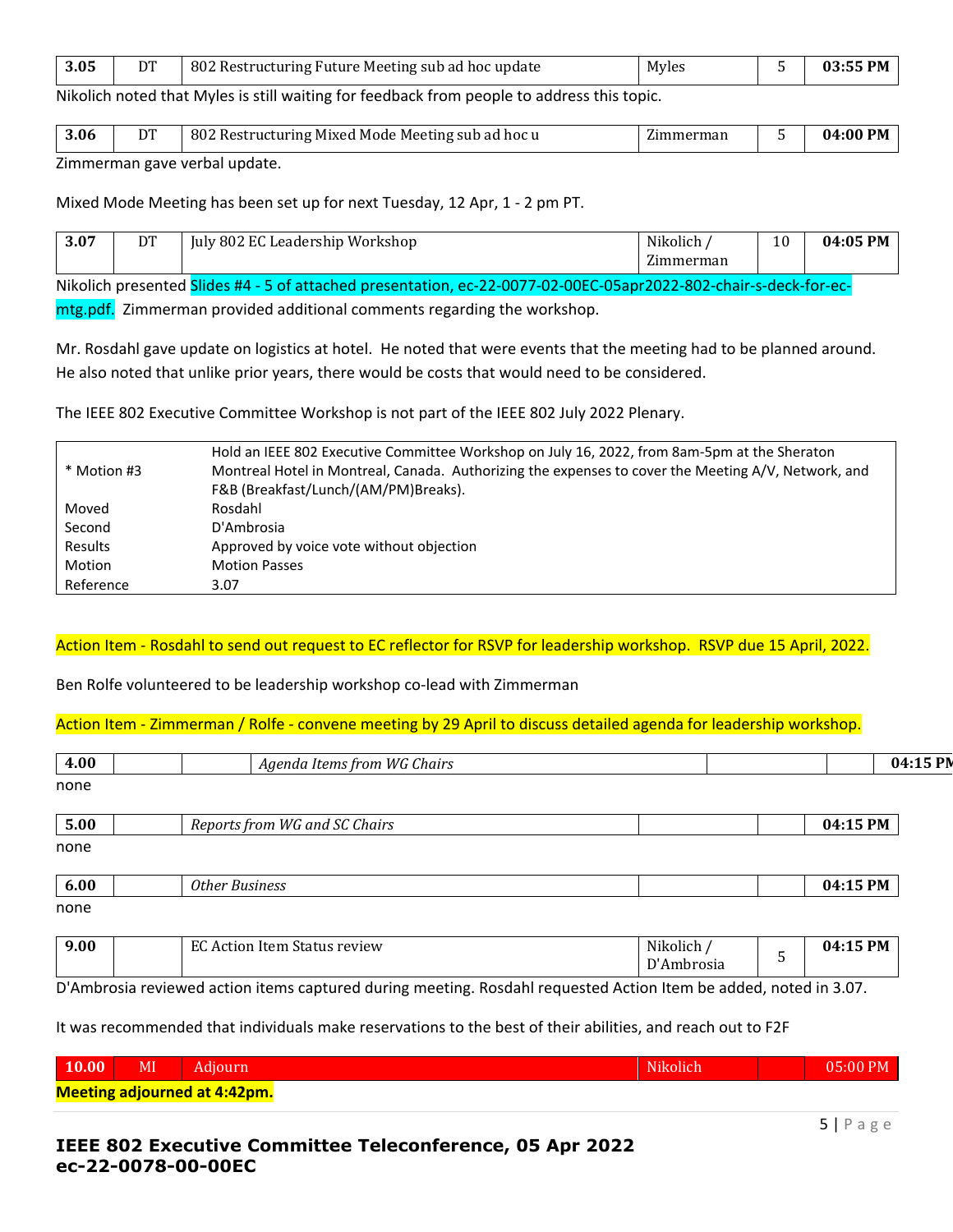| 3.05 | DT | 802 Restructuring Future Meeting sub ad hoc update | Myles | 5 | 03:55 PM |
|---|---|---|---|---|---|

Nikolich noted that Myles is still waiting for feedback from people to address this topic.

| 3.06 | DT | 802 Restructuring Mixed Mode Meeting sub ad hoc u | Zimmerman | 5 | 04:00 PM |
|---|---|---|---|---|---|

Zimmerman gave verbal update.

Mixed Mode Meeting has been set up for next Tuesday, 12 Apr, 1 - 2 pm PT.

| 3.07 | DT | July 802 EC Leadership Workshop | Nikolich / Zimmerman | 10 | 04:05 PM |
|---|---|---|---|---|---|

Nikolich presented Slides #4 - 5 of attached presentation, ec-22-0077-02-00EC-05apr2022-802-chair-s-deck-for-ec-mtg.pdf. Zimmerman provided additional comments regarding the workshop.

Mr. Rosdahl gave update on logistics at hotel. He noted that were events that the meeting had to be planned around. He also noted that unlike prior years, there would be costs that would need to be considered.

The IEEE 802 Executive Committee Workshop is not part of the IEEE 802 July 2022 Plenary.

| * Motion #3 | Hold an IEEE 802 Executive Committee Workshop on July 16, 2022, from 8am-5pm at the Sheraton Montreal Hotel in Montreal, Canada. Authorizing the expenses to cover the Meeting A/V, Network, and F&B (Breakfast/Lunch/(AM/PM)Breaks). |
|---|---|
| Moved | Rosdahl |
| Second | D'Ambrosia |
| Results | Approved by voice vote without objection |
| Motion | Motion Passes |
| Reference | 3.07 |

Action Item - Rosdahl to send out request to EC reflector for RSVP for leadership workshop. RSVP due 15 April, 2022.

Ben Rolfe volunteered to be leadership workshop co-lead with Zimmerman

Action Item - Zimmerman / Rolfe - convene meeting by 29 April to discuss detailed agenda for leadership workshop.

| 4.00 | | | *Agenda Items from WG Chairs* | | | 04:15 PM |
|---|---|---|---|---|---|---|

none

| 5.00 | | *Reports from WG and SC Chairs* | | | 04:15 PM |
|---|---|---|---|---|---|

none

| 6.00 | | *Other Business* | | | 04:15 PM |
|---|---|---|---|---|---|

none

| 9.00 | | EC Action Item Status review | Nikolich / D'Ambrosia | 5 | 04:15 PM |
|---|---|---|---|---|---|

D'Ambrosia reviewed action items captured during meeting. Rosdahl requested Action Item be added, noted in 3.07.

It was recommended that individuals make reservations to the best of their abilities, and reach out to F2F

| 10.00 | MI | Adjourn | Nikolich | | 05:00 PM |
|---|---|---|---|---|---|

**Meeting adjourned at 4:42pm.**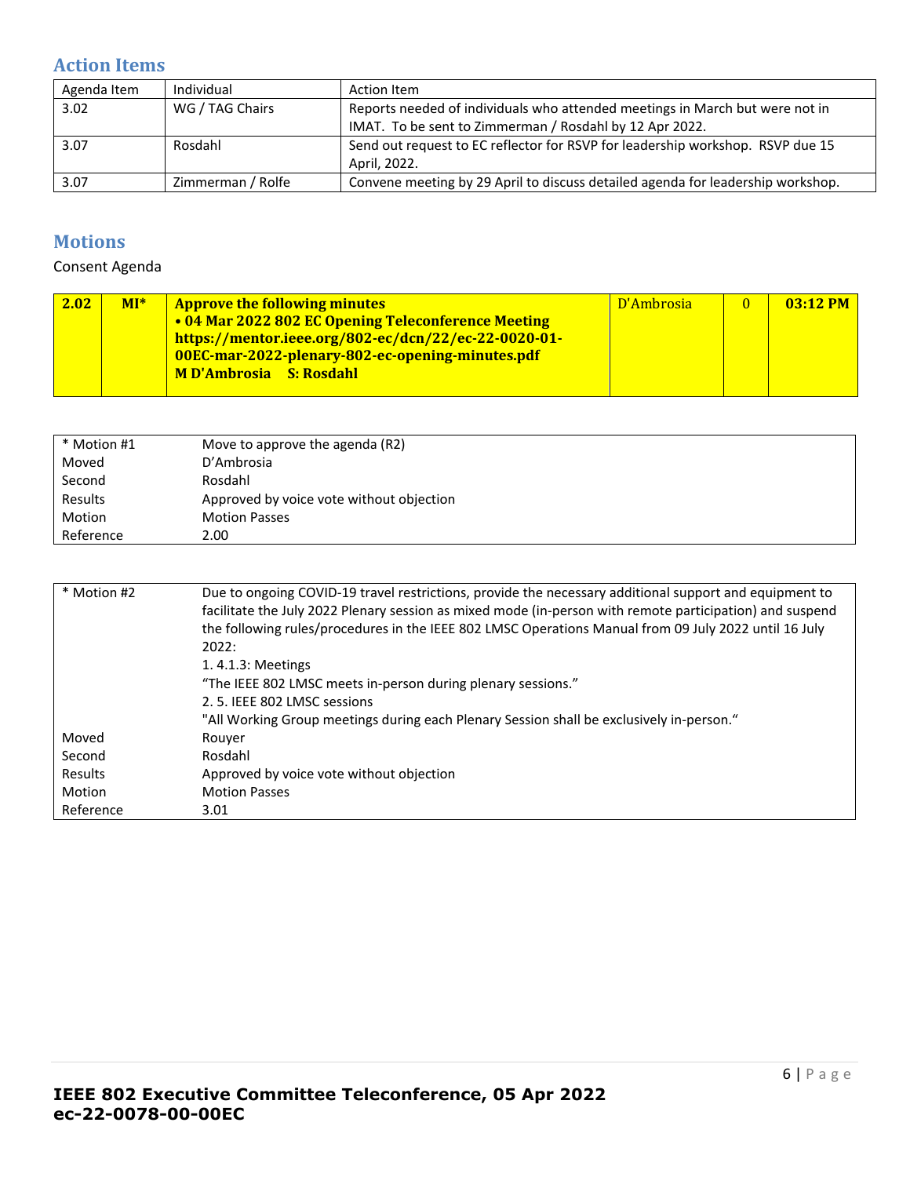## Action Items

| Agenda Item | Individual | Action Item |
|---|---|---|
| 3.02 | WG / TAG Chairs | Reports needed of individuals who attended meetings in March but were not in IMAT. To be sent to Zimmerman / Rosdahl by 12 Apr 2022. |
| 3.07 | Rosdahl | Send out request to EC reflector for RSVP for leadership workshop. RSVP due 15 April, 2022. |
| 3.07 | Zimmerman / Rolfe | Convene meeting by 29 April to discuss detailed agenda for leadership workshop. |

## Motions

Consent Agenda

| | | | | | |
|---|---|---|---|---|---|
| **2.02** | **MI*** | **Approve the following minutes**<br>**• 04 Mar 2022 802 EC Opening Teleconference Meeting**<br>**https://mentor.ieee.org/802-ec/dcn/22/ec-22-0020-01-00EC-mar-2022-plenary-802-ec-opening-minutes.pdf**<br>**M D'Ambrosia S: Rosdahl** | D'Ambrosia | 0 | **03:12 PM** |

| | |
|---|---|
| * Motion #1 | Move to approve the agenda (R2) |
| Moved | D'Ambrosia |
| Second | Rosdahl |
| Results | Approved by voice vote without objection |
| Motion | Motion Passes |
| Reference | 2.00 |

| | |
|---|---|
| * Motion #2 | Due to ongoing COVID-19 travel restrictions, provide the necessary additional support and equipment to facilitate the July 2022 Plenary session as mixed mode (in-person with remote participation) and suspend the following rules/procedures in the IEEE 802 LMSC Operations Manual from 09 July 2022 until 16 July 2022:<br>1. 4.1.3: Meetings<br>"The IEEE 802 LMSC meets in-person during plenary sessions."<br>2. 5. IEEE 802 LMSC sessions<br>"All Working Group meetings during each Plenary Session shall be exclusively in-person." |
| Moved | Rouyer |
| Second | Rosdahl |
| Results | Approved by voice vote without objection |
| Motion | Motion Passes |
| Reference | 3.01 |